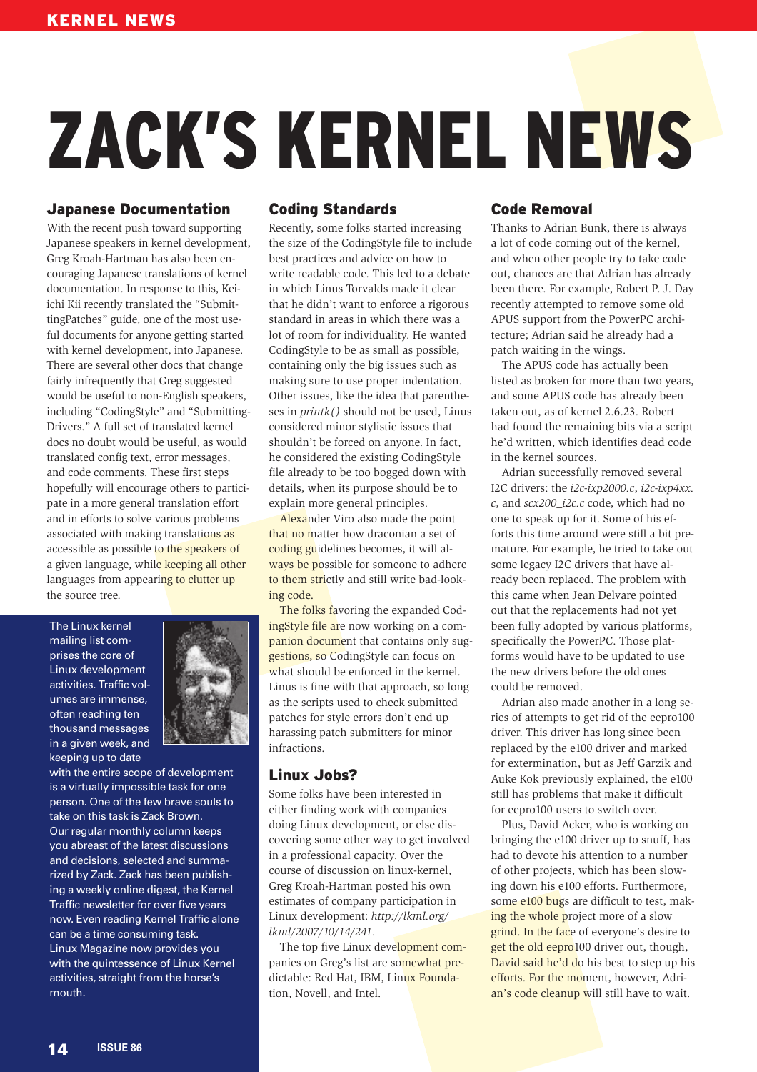# ZACK'S KERNEL NEWS

## Japanese Documentation

With the recent push toward supporting Japanese speakers in kernel development, Greg Kroah-Hartman has also been encouraging Japanese translations of kernel documentation. In response to this, Keiichi Kii recently translated the "SubmittingPatches" guide, one of the most useful documents for anyone getting started with kernel development, into Japanese. There are several other docs that change fairly infrequently that Greg suggested would be useful to non-English speakers, including "CodingStyle" and "SubmittingDrivers." A full set of translated kernel docs no doubt would be useful, as would translated config text, error messages, and code comments. These first steps hopefully will encourage others to participate in a more general translation effort and in efforts to solve various problems associated with making translations as accessible as possible to the speakers of a given language, while keeping all other languages from appearing to clutter up the source tree.

The Linux kernel mailing list comprises the core of Linux development activities. Traffic volumes are immense, often reaching ten thousand messages in a given week, and keeping up to date with the entire scope of development is a virtually impossible task for one person. One of the few brave souls to take on this task is Zack Brown. Our regular monthly column keeps you abreast of the latest discussions and decisions, selected and summarized by Zack. Zack has been publishing a weekly online digest, the Kernel Traffic newsletter for over five years now. Even reading Kernel Traffic alone can be a time consuming task. Linux Magazine now provides you with the quintessence of Linux Kernel activities, straight from the horse's mouth.

## Coding Standards

Recently, some folks started increasing the size of the CodingStyle file to include best practices and advice on how to write readable code. This led to a debate in which Linus Torvalds made it clear that he didn't want to enforce a rigorous standard in areas in which there was a lot of room for individuality. He wanted CodingStyle to be as small as possible, containing only the big issues such as making sure to use proper indentation. Other issues, like the idea that parentheses in *printk()* should not be used, Linus considered minor stylistic issues that shouldn't be forced on anyone. In fact, he considered the existing CodingStyle file already to be too bogged down with details, when its purpose should be to explain more general principles.

Alexander Viro also made the point that no matter how draconian a set of coding guidelines becomes, it will always be possible for someone to adhere to them strictly and still write bad-looking code.

The folks favoring the expanded CodingStyle file are now working on a companion document that contains only suggestions, so CodingStyle can focus on what should be enforced in the kernel. Linus is fine with that approach, so long as the scripts used to check submitted patches for style errors don't end up harassing patch submitters for minor infractions.

## Linux Jobs?

Some folks have been interested in either finding work with companies doing Linux development, or else discovering some other way to get involved in a professional capacity. Over the course of discussion on linux-kernel, Greg Kroah-Hartman posted his own estimates of company participation in Linux development: *http://lkml.org/lkml/2007/10/14/241*.

The top five Linux development companies on Greg's list are somewhat predictable: Red Hat, IBM, Linux Foundation, Novell, and Intel.

## Code Removal

Thanks to Adrian Bunk, there is always a lot of code coming out of the kernel, and when other people try to take code out, chances are that Adrian has already been there. For example, Robert P. J. Day recently attempted to remove some old APUS support from the PowerPC architecture; Adrian said he already had a patch waiting in the wings.

The APUS code has actually been listed as broken for more than two years, and some APUS code has already been taken out, as of kernel 2.6.23. Robert had found the remaining bits via a script he'd written, which identifies dead code in the kernel sources.

Adrian successfully removed several I2C drivers: the *i2c-ixp2000.c*, *i2c-ixp4xx.c*, and *scx200_i2c.c* code, which had no one to speak up for it. Some of his efforts this time around were still a bit premature. For example, he tried to take out some legacy I2C drivers that have already been replaced. The problem with this came when Jean Delvare pointed out that the replacements had not yet been fully adopted by various platforms, specifically the PowerPC. Those platforms would have to be updated to use the new drivers before the old ones could be removed.

Adrian also made another in a long series of attempts to get rid of the eepro100 driver. This driver has long since been replaced by the e100 driver and marked for extermination, but as Jeff Garzik and Auke Kok previously explained, the e100 still has problems that make it difficult for eepro100 users to switch over.

Plus, David Acker, who is working on bringing the e100 driver up to snuff, has had to devote his attention to a number of other projects, which has been slowing down his e100 efforts. Furthermore, some e100 bugs are difficult to test, making the whole project more of a slow grind. In the face of everyone's desire to get the old eepro100 driver out, though, David said he'd do his best to step up his efforts. For the moment, however, Adrian's code cleanup will still have to wait.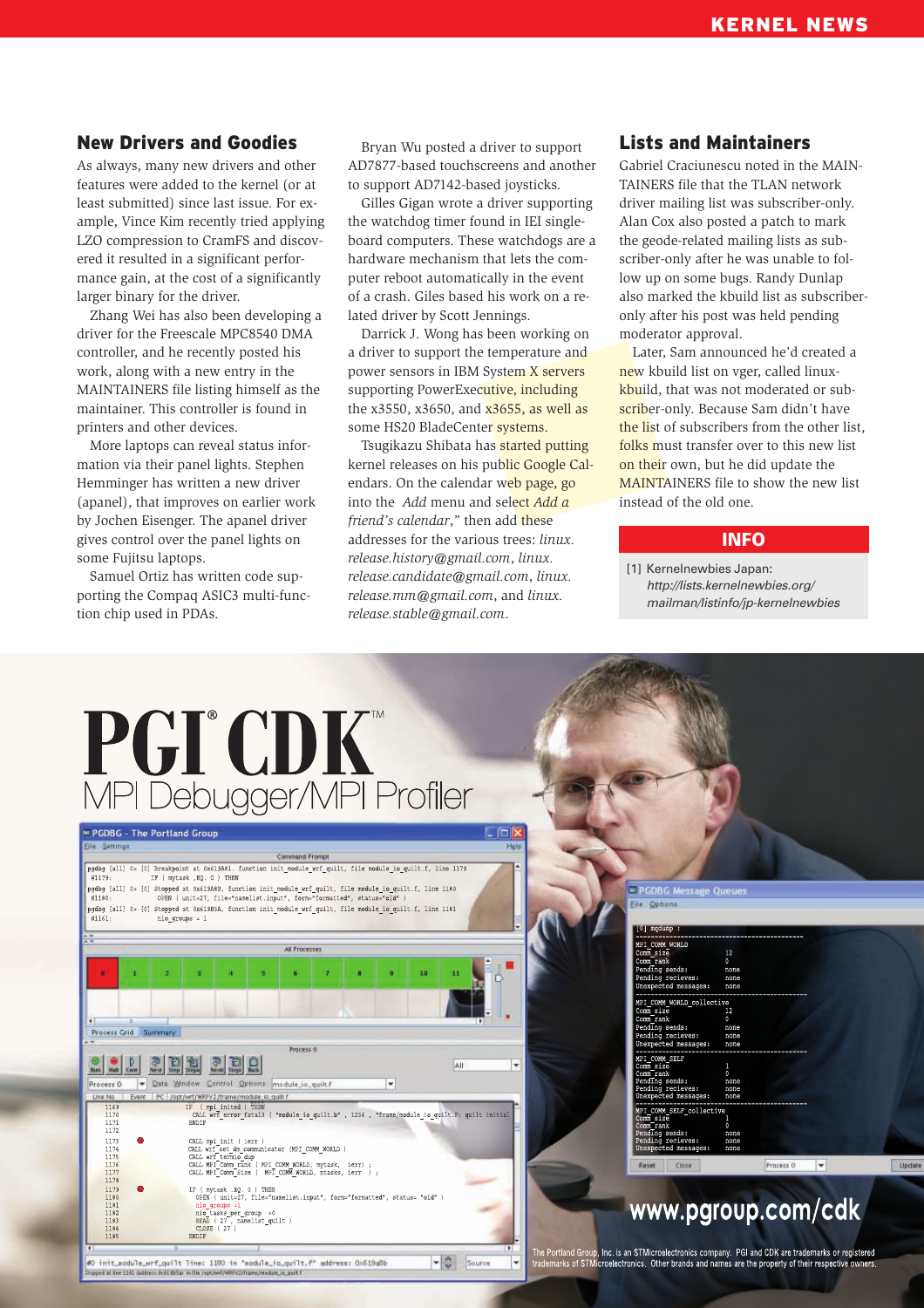## New Drivers and Goodies

As always, many new drivers and other features were added to the kernel (or at least submitted) since last issue. For example, Vince Kim recently tried applying LZO compression to CramFS and discovered it resulted in a significant performance gain, at the cost of a significantly larger binary for the driver.

Zhang Wei has also been developing a driver for the Freescale MPC8540 DMA controller, and he recently posted his work, along with a new entry in the MAINTAINERS file listing himself as the maintainer. This controller is found in printers and other devices.

More laptops can reveal status information via their panel lights. Stephen Hemminger has written a new driver (apanel), that improves on earlier work by Jochen Eisenger. The apanel driver gives control over the panel lights on some Fujitsu laptops.

Samuel Ortiz has written code supporting the Compaq ASIC3 multi-function chip used in PDAs.

Bryan Wu posted a driver to support AD7877-based touchscreens and another to support AD7142-based joysticks.

Gilles Gigan wrote a driver supporting the watchdog timer found in IEI single-board computers. These watchdogs are a hardware mechanism that lets the computer reboot automatically in the event of a crash. Giles based his work on a related driver by Scott Jennings.

Darrick J. Wong has been working on a driver to support the temperature and power sensors in IBM System X servers supporting PowerExecutive, including the x3550, x3650, and x3655, as well as some HS20 BladeCenter systems.

Tsugikazu Shibata has started putting kernel releases on his public Google Calendars. On the calendar web page, go into the *Add* menu and select *Add a friend's calendar*," then add these addresses for the various trees: *linux.release.history@gmail.com*, *linux.release.candidate@gmail.com*, *linux.release.mm@gmail.com*, and *linux.release.stable@gmail.com*.

## Lists and Maintainers

Gabriel Craciunescu noted in the MAINTAINERS file that the TLAN network driver mailing list was subscriber-only. Alan Cox also posted a patch to mark the geode-related mailing lists as subscriber-only after he was unable to follow up on some bugs. Randy Dunlap also marked the kbuild list as subscriber-only after his post was held pending moderator approval.

Later, Sam announced he'd created a new kbuild list on vger, called linux-kbuild, that was not moderated or subscriber-only. Because Sam didn't have the list of subscribers from the other list, folks must transfer over to this new list on their own, but he did update the MAINTAINERS file to show the new list instead of the old one.

### INFO

[1] Kernelnewbies Japan: *http://lists.kernelnewbies.org/mailman/listinfo/jp-kernelnewbies*